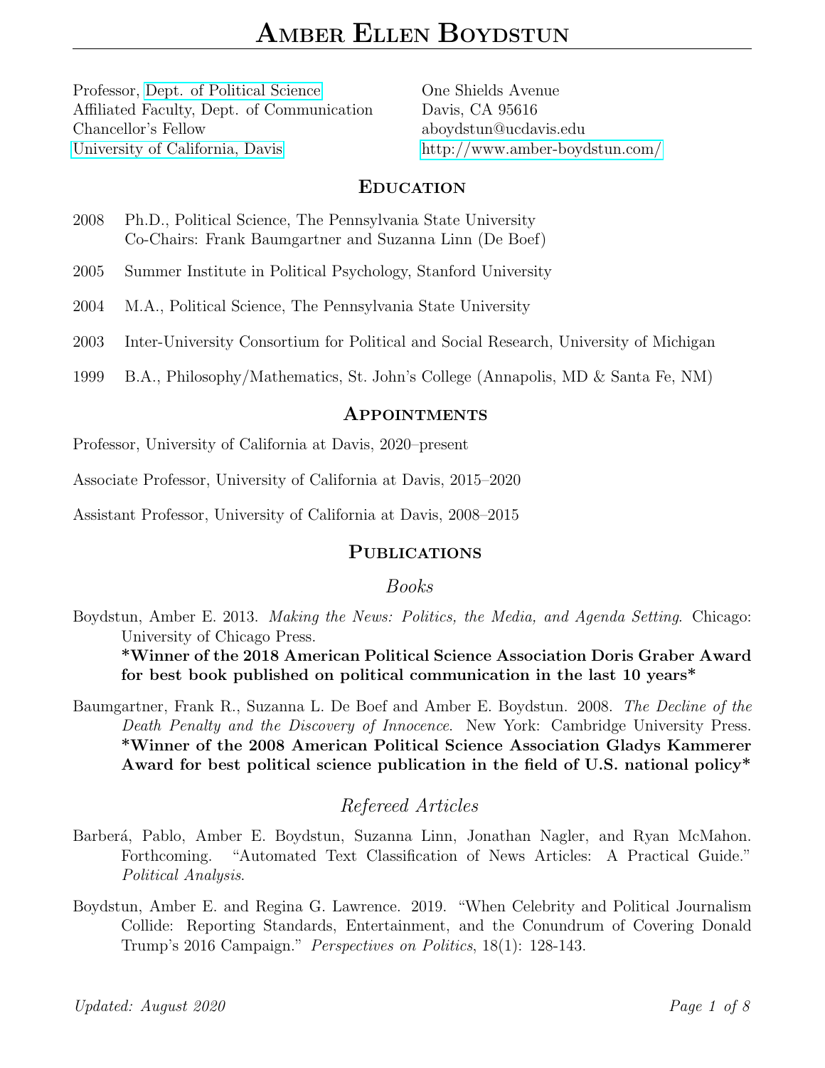# Amber Ellen Boydstun

Professor, [Dept. of Political Science]
Affiliated Faculty, Dept. of Communication
Chancellor's Fellow
[University of California, Davis]

One Shields Avenue
Davis, CA 95616
aboydstun@ucdavis.edu
http://www.amber-boydstun.com/

## Education

2008 Ph.D., Political Science, The Pennsylvania State University
Co-Chairs: Frank Baumgartner and Suzanna Linn (De Boef)

2005 Summer Institute in Political Psychology, Stanford University

2004 M.A., Political Science, The Pennsylvania State University

2003 Inter-University Consortium for Political and Social Research, University of Michigan

1999 B.A., Philosophy/Mathematics, St. John's College (Annapolis, MD & Santa Fe, NM)

## Appointments

Professor, University of California at Davis, 2020–present

Associate Professor, University of California at Davis, 2015–2020

Assistant Professor, University of California at Davis, 2008–2015

## Publications

### Books

Boydstun, Amber E. 2013. *Making the News: Politics, the Media, and Agenda Setting*. Chicago: University of Chicago Press.
**\*Winner of the 2018 American Political Science Association Doris Graber Award for best book published on political communication in the last 10 years\***

Baumgartner, Frank R., Suzanna L. De Boef and Amber E. Boydstun. 2008. *The Decline of the Death Penalty and the Discovery of Innocence*. New York: Cambridge University Press.
**\*Winner of the 2008 American Political Science Association Gladys Kammerer Award for best political science publication in the field of U.S. national policy\***

### Refereed Articles

Barberá, Pablo, Amber E. Boydstun, Suzanna Linn, Jonathan Nagler, and Ryan McMahon. Forthcoming. "Automated Text Classification of News Articles: A Practical Guide." *Political Analysis*.

Boydstun, Amber E. and Regina G. Lawrence. 2019. "When Celebrity and Political Journalism Collide: Reporting Standards, Entertainment, and the Conundrum of Covering Donald Trump's 2016 Campaign." *Perspectives on Politics*, 18(1): 128-143.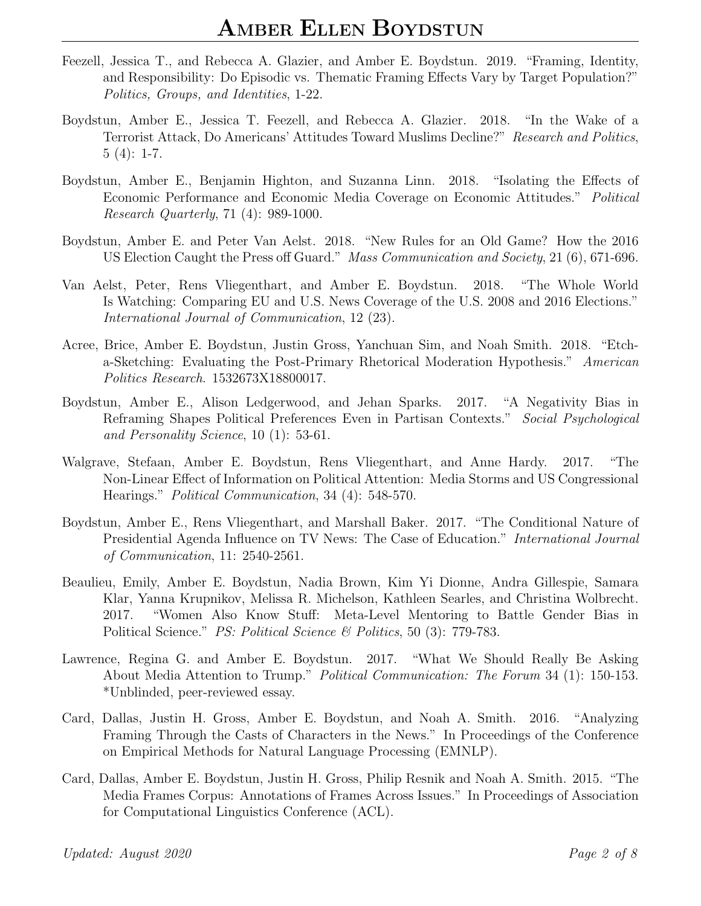Feezell, Jessica T., and Rebecca A. Glazier, and Amber E. Boydstun. 2019. "Framing, Identity, and Responsibility: Do Episodic vs. Thematic Framing Effects Vary by Target Population?" *Politics, Groups, and Identities*, 1-22.

Boydstun, Amber E., Jessica T. Feezell, and Rebecca A. Glazier. 2018. "In the Wake of a Terrorist Attack, Do Americans' Attitudes Toward Muslims Decline?" *Research and Politics*, 5 (4): 1-7.

Boydstun, Amber E., Benjamin Highton, and Suzanna Linn. 2018. "Isolating the Effects of Economic Performance and Economic Media Coverage on Economic Attitudes." *Political Research Quarterly*, 71 (4): 989-1000.

Boydstun, Amber E. and Peter Van Aelst. 2018. "New Rules for an Old Game? How the 2016 US Election Caught the Press off Guard." *Mass Communication and Society*, 21 (6), 671-696.

Van Aelst, Peter, Rens Vliegenthart, and Amber E. Boydstun. 2018. "The Whole World Is Watching: Comparing EU and U.S. News Coverage of the U.S. 2008 and 2016 Elections." *International Journal of Communication*, 12 (23).

Acree, Brice, Amber E. Boydstun, Justin Gross, Yanchuan Sim, and Noah Smith. 2018. "Etch-a-Sketching: Evaluating the Post-Primary Rhetorical Moderation Hypothesis." *American Politics Research*. 1532673X18800017.

Boydstun, Amber E., Alison Ledgerwood, and Jehan Sparks. 2017. "A Negativity Bias in Reframing Shapes Political Preferences Even in Partisan Contexts." *Social Psychological and Personality Science*, 10 (1): 53-61.

Walgrave, Stefaan, Amber E. Boydstun, Rens Vliegenthart, and Anne Hardy. 2017. "The Non-Linear Effect of Information on Political Attention: Media Storms and US Congressional Hearings." *Political Communication*, 34 (4): 548-570.

Boydstun, Amber E., Rens Vliegenthart, and Marshall Baker. 2017. "The Conditional Nature of Presidential Agenda Influence on TV News: The Case of Education." *International Journal of Communication*, 11: 2540-2561.

Beaulieu, Emily, Amber E. Boydstun, Nadia Brown, Kim Yi Dionne, Andra Gillespie, Samara Klar, Yanna Krupnikov, Melissa R. Michelson, Kathleen Searles, and Christina Wolbrecht. 2017. "Women Also Know Stuff: Meta-Level Mentoring to Battle Gender Bias in Political Science." *PS: Political Science & Politics*, 50 (3): 779-783.

Lawrence, Regina G. and Amber E. Boydstun. 2017. "What We Should Really Be Asking About Media Attention to Trump." *Political Communication: The Forum* 34 (1): 150-153. *Unblinded, peer-reviewed essay.

Card, Dallas, Justin H. Gross, Amber E. Boydstun, and Noah A. Smith. 2016. "Analyzing Framing Through the Casts of Characters in the News." In Proceedings of the Conference on Empirical Methods for Natural Language Processing (EMNLP).

Card, Dallas, Amber E. Boydstun, Justin H. Gross, Philip Resnik and Noah A. Smith. 2015. "The Media Frames Corpus: Annotations of Frames Across Issues." In Proceedings of Association for Computational Linguistics Conference (ACL).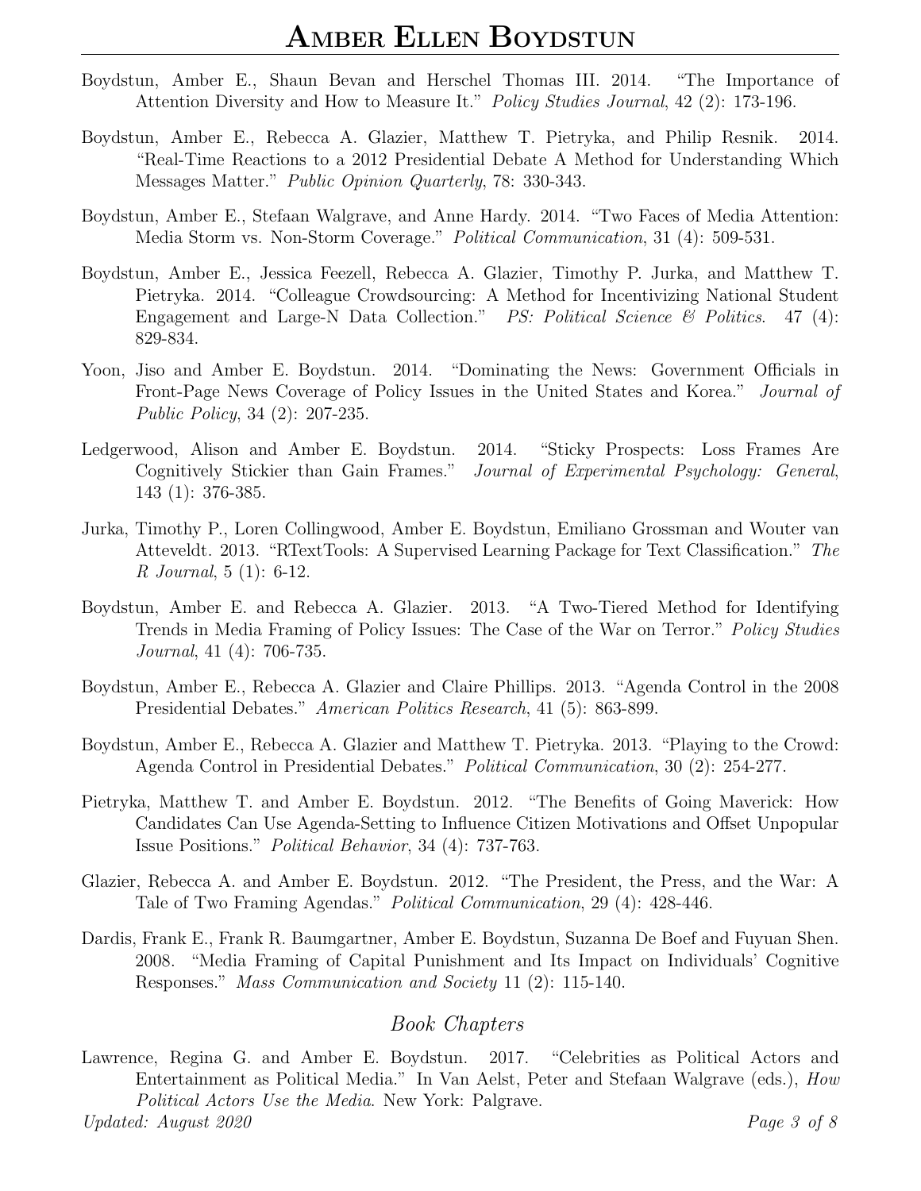Boydstun, Amber E., Shaun Bevan and Herschel Thomas III. 2014. "The Importance of Attention Diversity and How to Measure It." *Policy Studies Journal*, 42 (2): 173-196.

Boydstun, Amber E., Rebecca A. Glazier, Matthew T. Pietryka, and Philip Resnik. 2014. "Real-Time Reactions to a 2012 Presidential Debate A Method for Understanding Which Messages Matter." *Public Opinion Quarterly*, 78: 330-343.

Boydstun, Amber E., Stefaan Walgrave, and Anne Hardy. 2014. "Two Faces of Media Attention: Media Storm vs. Non-Storm Coverage." *Political Communication*, 31 (4): 509-531.

Boydstun, Amber E., Jessica Feezell, Rebecca A. Glazier, Timothy P. Jurka, and Matthew T. Pietryka. 2014. "Colleague Crowdsourcing: A Method for Incentivizing National Student Engagement and Large-N Data Collection." *PS: Political Science & Politics*. 47 (4): 829-834.

Yoon, Jiso and Amber E. Boydstun. 2014. "Dominating the News: Government Officials in Front-Page News Coverage of Policy Issues in the United States and Korea." *Journal of Public Policy*, 34 (2): 207-235.

Ledgerwood, Alison and Amber E. Boydstun. 2014. "Sticky Prospects: Loss Frames Are Cognitively Stickier than Gain Frames." *Journal of Experimental Psychology: General*, 143 (1): 376-385.

Jurka, Timothy P., Loren Collingwood, Amber E. Boydstun, Emiliano Grossman and Wouter van Atteveldt. 2013. "RTextTools: A Supervised Learning Package for Text Classification." *The R Journal*, 5 (1): 6-12.

Boydstun, Amber E. and Rebecca A. Glazier. 2013. "A Two-Tiered Method for Identifying Trends in Media Framing of Policy Issues: The Case of the War on Terror." *Policy Studies Journal*, 41 (4): 706-735.

Boydstun, Amber E., Rebecca A. Glazier and Claire Phillips. 2013. "Agenda Control in the 2008 Presidential Debates." *American Politics Research*, 41 (5): 863-899.

Boydstun, Amber E., Rebecca A. Glazier and Matthew T. Pietryka. 2013. "Playing to the Crowd: Agenda Control in Presidential Debates." *Political Communication*, 30 (2): 254-277.

Pietryka, Matthew T. and Amber E. Boydstun. 2012. "The Benefits of Going Maverick: How Candidates Can Use Agenda-Setting to Influence Citizen Motivations and Offset Unpopular Issue Positions." *Political Behavior*, 34 (4): 737-763.

Glazier, Rebecca A. and Amber E. Boydstun. 2012. "The President, the Press, and the War: A Tale of Two Framing Agendas." *Political Communication*, 29 (4): 428-446.

Dardis, Frank E., Frank R. Baumgartner, Amber E. Boydstun, Suzanna De Boef and Fuyuan Shen. 2008. "Media Framing of Capital Punishment and Its Impact on Individuals' Cognitive Responses." *Mass Communication and Society* 11 (2): 115-140.

## *Book Chapters*

Lawrence, Regina G. and Amber E. Boydstun. 2017. "Celebrities as Political Actors and Entertainment as Political Media." In Van Aelst, Peter and Stefaan Walgrave (eds.), *How Political Actors Use the Media*. New York: Palgrave.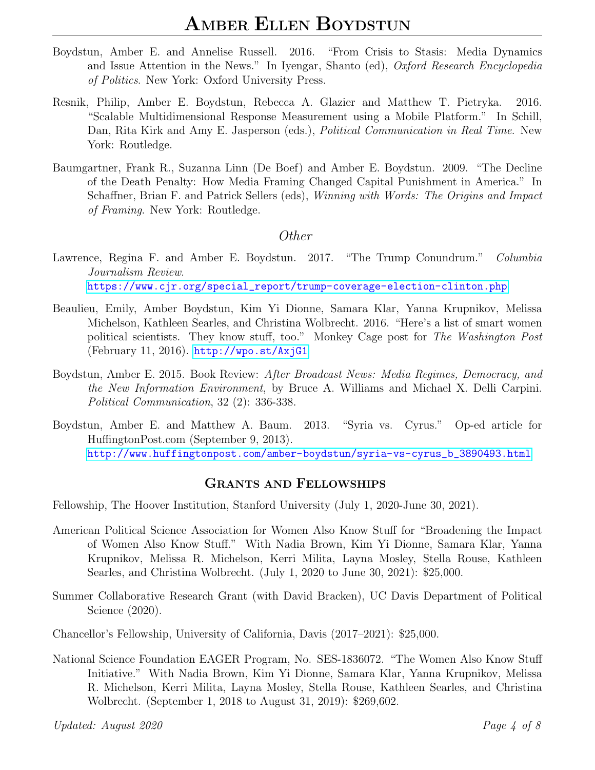Boydstun, Amber E. and Annelise Russell. 2016. "From Crisis to Stasis: Media Dynamics and Issue Attention in the News." In Iyengar, Shanto (ed), *Oxford Research Encyclopedia of Politics*. New York: Oxford University Press.

Resnik, Philip, Amber E. Boydstun, Rebecca A. Glazier and Matthew T. Pietryka. 2016. "Scalable Multidimensional Response Measurement using a Mobile Platform." In Schill, Dan, Rita Kirk and Amy E. Jasperson (eds.), *Political Communication in Real Time*. New York: Routledge.

Baumgartner, Frank R., Suzanna Linn (De Boef) and Amber E. Boydstun. 2009. "The Decline of the Death Penalty: How Media Framing Changed Capital Punishment in America." In Schaffner, Brian F. and Patrick Sellers (eds), *Winning with Words: The Origins and Impact of Framing*. New York: Routledge.

### *Other*

Lawrence, Regina F. and Amber E. Boydstun. 2017. "The Trump Conundrum." *Columbia Journalism Review*. https://www.cjr.org/special_report/trump-coverage-election-clinton.php

Beaulieu, Emily, Amber Boydstun, Kim Yi Dionne, Samara Klar, Yanna Krupnikov, Melissa Michelson, Kathleen Searles, and Christina Wolbrecht. 2016. "Here's a list of smart women political scientists. They know stuff, too." Monkey Cage post for *The Washington Post* (February 11, 2016). http://wpo.st/AxjG1

Boydstun, Amber E. 2015. Book Review: *After Broadcast News: Media Regimes, Democracy, and the New Information Environment*, by Bruce A. Williams and Michael X. Delli Carpini. *Political Communication*, 32 (2): 336-338.

Boydstun, Amber E. and Matthew A. Baum. 2013. "Syria vs. Cyrus." Op-ed article for HuffingtonPost.com (September 9, 2013). http://www.huffingtonpost.com/amber-boydstun/syria-vs-cyrus_b_3890493.html

## Grants and Fellowships

Fellowship, The Hoover Institution, Stanford University (July 1, 2020-June 30, 2021).

American Political Science Association for Women Also Know Stuff for "Broadening the Impact of Women Also Know Stuff." With Nadia Brown, Kim Yi Dionne, Samara Klar, Yanna Krupnikov, Melissa R. Michelson, Kerri Milita, Layna Mosley, Stella Rouse, Kathleen Searles, and Christina Wolbrecht. (July 1, 2020 to June 30, 2021): $25,000.

Summer Collaborative Research Grant (with David Bracken), UC Davis Department of Political Science (2020).

Chancellor's Fellowship, University of California, Davis (2017–2021): $25,000.

National Science Foundation EAGER Program, No. SES-1836072. "The Women Also Know Stuff Initiative." With Nadia Brown, Kim Yi Dionne, Samara Klar, Yanna Krupnikov, Melissa R. Michelson, Kerri Milita, Layna Mosley, Stella Rouse, Kathleen Searles, and Christina Wolbrecht. (September 1, 2018 to August 31, 2019): $269,602.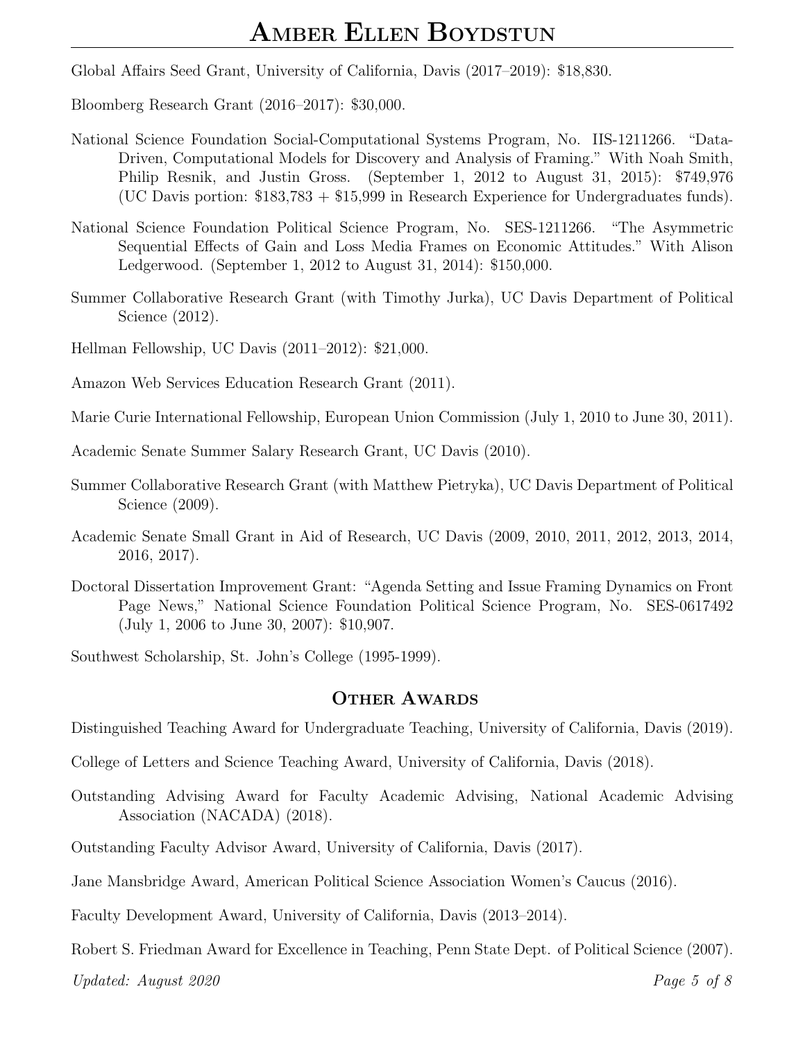Global Affairs Seed Grant, University of California, Davis (2017–2019): $18,830.

Bloomberg Research Grant (2016–2017): $30,000.

National Science Foundation Social-Computational Systems Program, No. IIS-1211266. "Data-Driven, Computational Models for Discovery and Analysis of Framing." With Noah Smith, Philip Resnik, and Justin Gross. (September 1, 2012 to August 31, 2015): $749,976 (UC Davis portion: $183,783 + $15,999 in Research Experience for Undergraduates funds).

National Science Foundation Political Science Program, No. SES-1211266. "The Asymmetric Sequential Effects of Gain and Loss Media Frames on Economic Attitudes." With Alison Ledgerwood. (September 1, 2012 to August 31, 2014): $150,000.

Summer Collaborative Research Grant (with Timothy Jurka), UC Davis Department of Political Science (2012).

Hellman Fellowship, UC Davis (2011–2012): $21,000.

Amazon Web Services Education Research Grant (2011).

Marie Curie International Fellowship, European Union Commission (July 1, 2010 to June 30, 2011).

Academic Senate Summer Salary Research Grant, UC Davis (2010).

Summer Collaborative Research Grant (with Matthew Pietryka), UC Davis Department of Political Science (2009).

Academic Senate Small Grant in Aid of Research, UC Davis (2009, 2010, 2011, 2012, 2013, 2014, 2016, 2017).

Doctoral Dissertation Improvement Grant: "Agenda Setting and Issue Framing Dynamics on Front Page News," National Science Foundation Political Science Program, No. SES-0617492 (July 1, 2006 to June 30, 2007): $10,907.

Southwest Scholarship, St. John's College (1995-1999).

## Other Awards

Distinguished Teaching Award for Undergraduate Teaching, University of California, Davis (2019).

College of Letters and Science Teaching Award, University of California, Davis (2018).

Outstanding Advising Award for Faculty Academic Advising, National Academic Advising Association (NACADA) (2018).

Outstanding Faculty Advisor Award, University of California, Davis (2017).

Jane Mansbridge Award, American Political Science Association Women's Caucus (2016).

Faculty Development Award, University of California, Davis (2013–2014).

Robert S. Friedman Award for Excellence in Teaching, Penn State Dept. of Political Science (2007).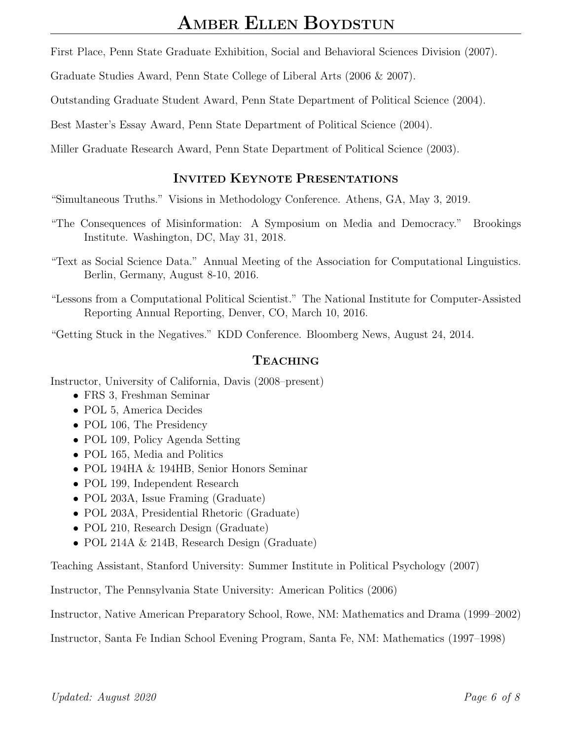First Place, Penn State Graduate Exhibition, Social and Behavioral Sciences Division (2007).

Graduate Studies Award, Penn State College of Liberal Arts (2006 & 2007).

Outstanding Graduate Student Award, Penn State Department of Political Science (2004).

Best Master's Essay Award, Penn State Department of Political Science (2004).

Miller Graduate Research Award, Penn State Department of Political Science (2003).

## Invited Keynote Presentations

"Simultaneous Truths." Visions in Methodology Conference. Athens, GA, May 3, 2019.

"The Consequences of Misinformation: A Symposium on Media and Democracy." Brookings Institute. Washington, DC, May 31, 2018.

"Text as Social Science Data." Annual Meeting of the Association for Computational Linguistics. Berlin, Germany, August 8-10, 2016.

"Lessons from a Computational Political Scientist." The National Institute for Computer-Assisted Reporting Annual Reporting, Denver, CO, March 10, 2016.

"Getting Stuck in the Negatives." KDD Conference. Bloomberg News, August 24, 2014.

## Teaching

Instructor, University of California, Davis (2008–present)

- FRS 3, Freshman Seminar
- POL 5, America Decides
- POL 106, The Presidency
- POL 109, Policy Agenda Setting
- POL 165, Media and Politics
- POL 194HA & 194HB, Senior Honors Seminar
- POL 199, Independent Research
- POL 203A, Issue Framing (Graduate)
- POL 203A, Presidential Rhetoric (Graduate)
- POL 210, Research Design (Graduate)
- POL 214A & 214B, Research Design (Graduate)

Teaching Assistant, Stanford University: Summer Institute in Political Psychology (2007)

Instructor, The Pennsylvania State University: American Politics (2006)

Instructor, Native American Preparatory School, Rowe, NM: Mathematics and Drama (1999–2002)

Instructor, Santa Fe Indian School Evening Program, Santa Fe, NM: Mathematics (1997–1998)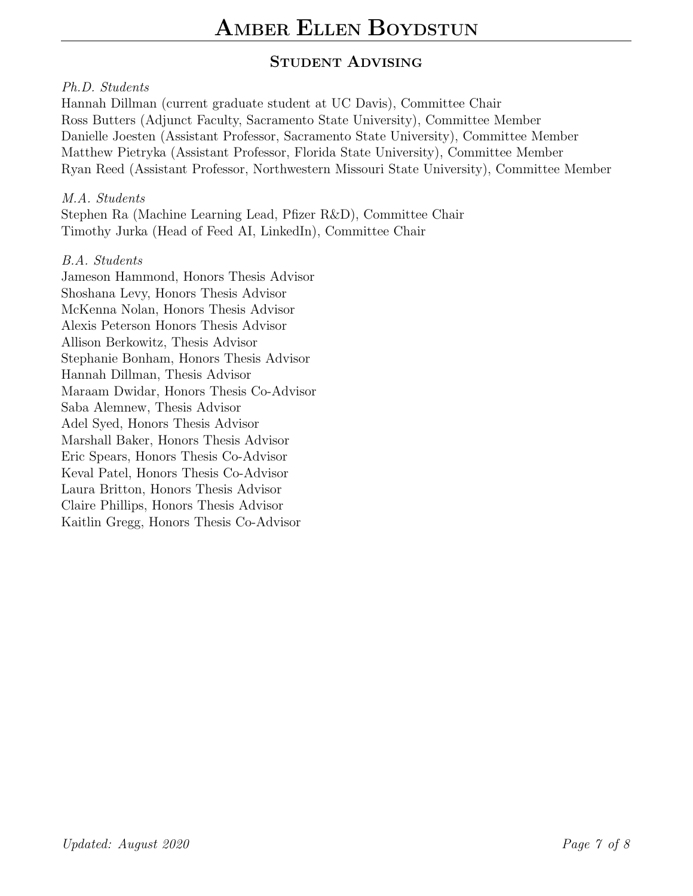## Student Advising

*Ph.D. Students*

Hannah Dillman (current graduate student at UC Davis), Committee Chair
Ross Butters (Adjunct Faculty, Sacramento State University), Committee Member
Danielle Joesten (Assistant Professor, Sacramento State University), Committee Member
Matthew Pietryka (Assistant Professor, Florida State University), Committee Member
Ryan Reed (Assistant Professor, Northwestern Missouri State University), Committee Member

*M.A. Students*

Stephen Ra (Machine Learning Lead, Pfizer R&D), Committee Chair
Timothy Jurka (Head of Feed AI, LinkedIn), Committee Chair

*B.A. Students*

Jameson Hammond, Honors Thesis Advisor
Shoshana Levy, Honors Thesis Advisor
McKenna Nolan, Honors Thesis Advisor
Alexis Peterson Honors Thesis Advisor
Allison Berkowitz, Thesis Advisor
Stephanie Bonham, Honors Thesis Advisor
Hannah Dillman, Thesis Advisor
Maraam Dwidar, Honors Thesis Co-Advisor
Saba Alemnew, Thesis Advisor
Adel Syed, Honors Thesis Advisor
Marshall Baker, Honors Thesis Advisor
Eric Spears, Honors Thesis Co-Advisor
Keval Patel, Honors Thesis Co-Advisor
Laura Britton, Honors Thesis Advisor
Claire Phillips, Honors Thesis Advisor
Kaitlin Gregg, Honors Thesis Co-Advisor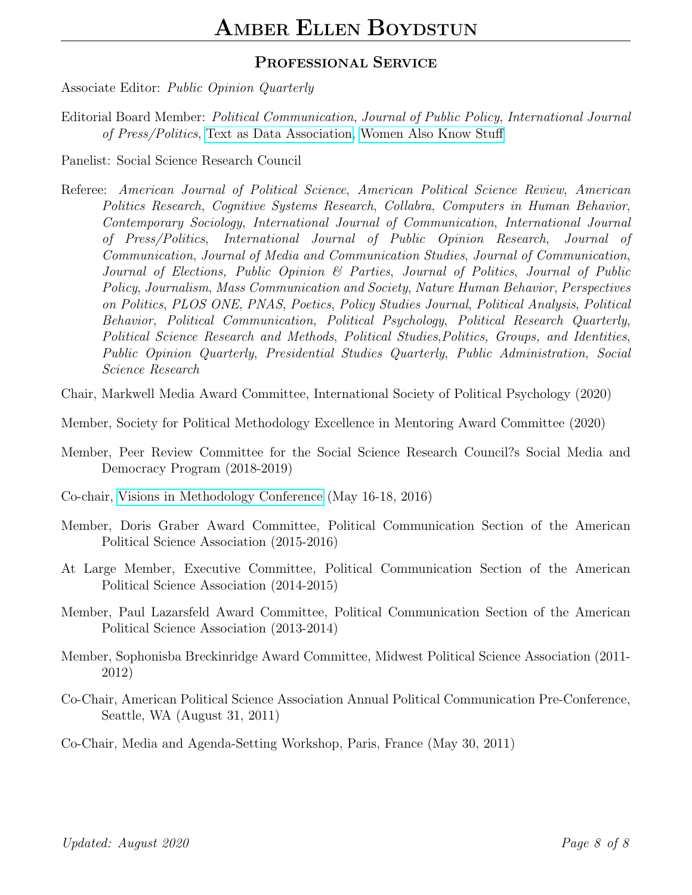## Professional Service

Associate Editor: *Public Opinion Quarterly*

Editorial Board Member: *Political Communication*, *Journal of Public Policy*, *International Journal of Press/Politics*, Text as Data Association, Women Also Know Stuff

Panelist: Social Science Research Council

Referee: *American Journal of Political Science*, *American Political Science Review*, *American Politics Research*, *Cognitive Systems Research*, *Collabra*, *Computers in Human Behavior*, *Contemporary Sociology*, *International Journal of Communication*, *International Journal of Press/Politics*, *International Journal of Public Opinion Research*, *Journal of Communication*, *Journal of Media and Communication Studies*, *Journal of Communication*, *Journal of Elections, Public Opinion & Parties*, *Journal of Politics*, *Journal of Public Policy*, *Journalism*, *Mass Communication and Society*, *Nature Human Behavior*, *Perspectives on Politics*, *PLOS ONE*, *PNAS*, *Poetics*, *Policy Studies Journal*, *Political Analysis*, *Political Behavior*, *Political Communication*, *Political Psychology*, *Political Research Quarterly*, *Political Science Research and Methods*, *Political Studies*,*Politics, Groups, and Identities*, *Public Opinion Quarterly*, *Presidential Studies Quarterly*, *Public Administration*, *Social Science Research*

Chair, Markwell Media Award Committee, International Society of Political Psychology (2020)

Member, Society for Political Methodology Excellence in Mentoring Award Committee (2020)

Member, Peer Review Committee for the Social Science Research Council?s Social Media and Democracy Program (2018-2019)

Co-chair, Visions in Methodology Conference (May 16-18, 2016)

Member, Doris Graber Award Committee, Political Communication Section of the American Political Science Association (2015-2016)

At Large Member, Executive Committee, Political Communication Section of the American Political Science Association (2014-2015)

Member, Paul Lazarsfeld Award Committee, Political Communication Section of the American Political Science Association (2013-2014)

Member, Sophonisba Breckinridge Award Committee, Midwest Political Science Association (2011-2012)

Co-Chair, American Political Science Association Annual Political Communication Pre-Conference, Seattle, WA (August 31, 2011)

Co-Chair, Media and Agenda-Setting Workshop, Paris, France (May 30, 2011)